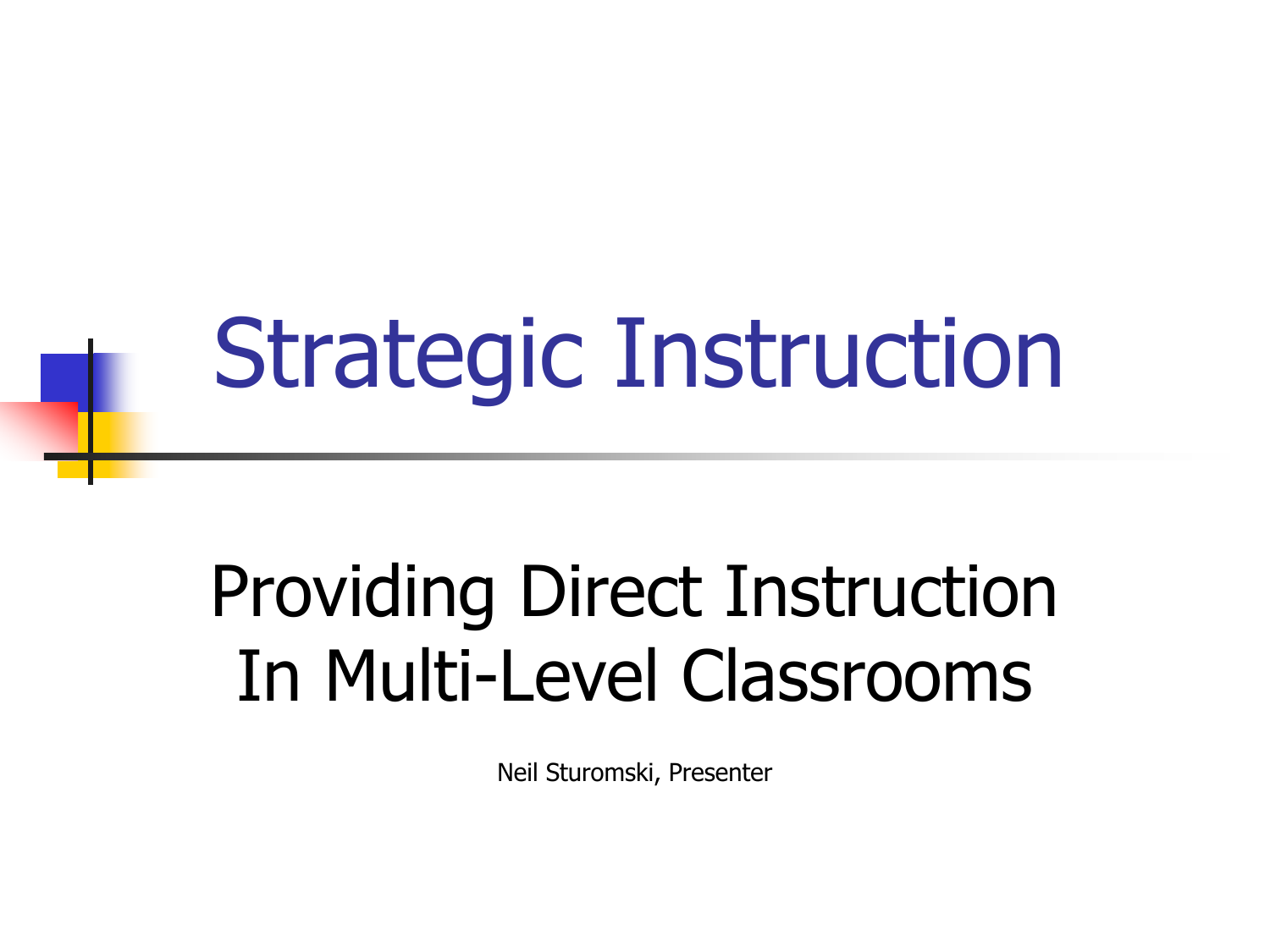# Strategic Instruction

## Providing Direct Instruction In Multi-Level Classrooms

Neil Sturomski, Presenter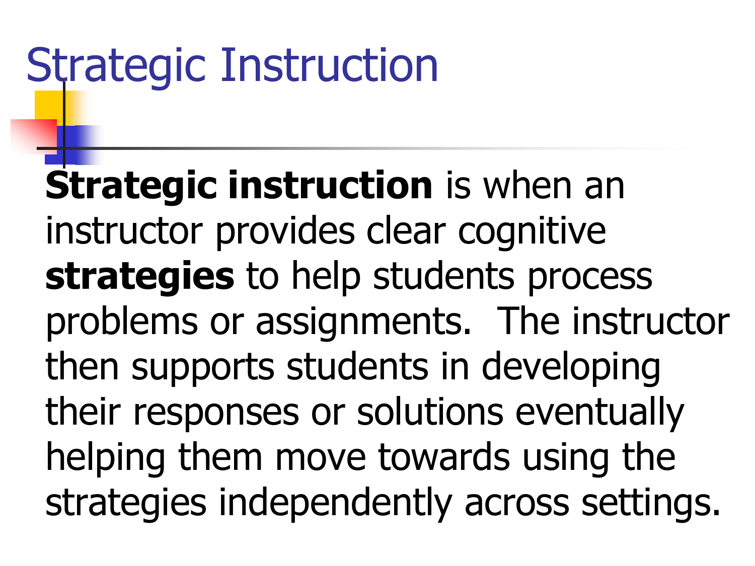# Strategic Instruction

**Strategic instruction** is when an instructor provides clear cognitive **strategies** to help students process problems or assignments. The instructor then supports students in developing their responses or solutions eventually helping them move towards using the strategies independently across settings.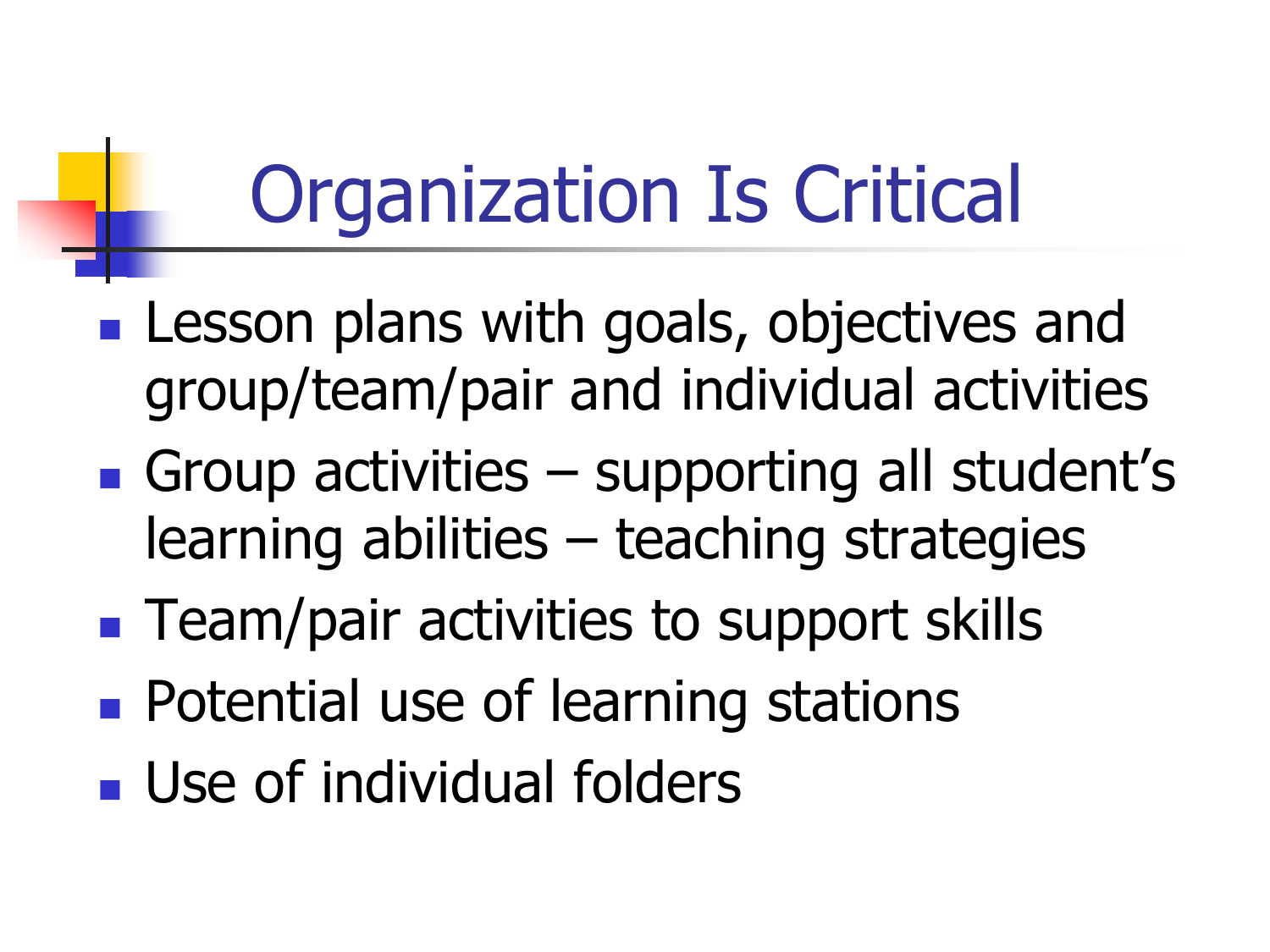# Organization Is Critical

- Lesson plans with goals, objectives and group/team/pair and individual activities
- Group activities – supporting all student's learning abilities – teaching strategies
- Team/pair activities to support skills
- Potential use of learning stations
- Use of individual folders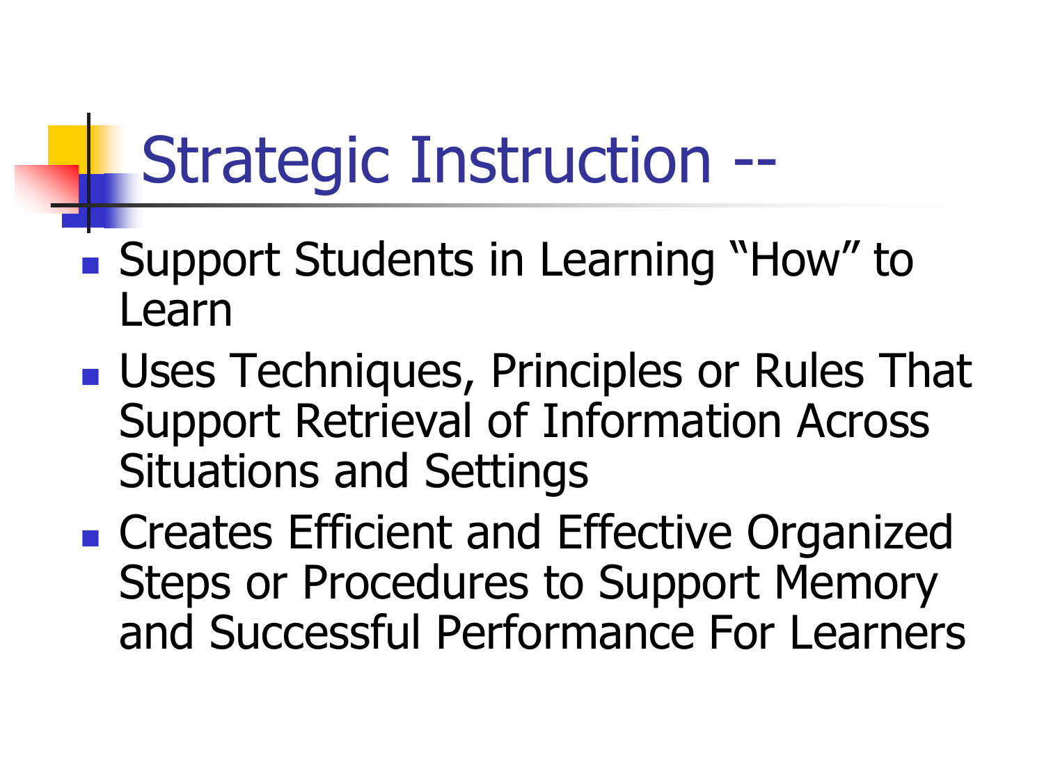# Strategic Instruction --

- Support Students in Learning “How” to Learn
- Uses Techniques, Principles or Rules That Support Retrieval of Information Across Situations and Settings
- Creates Efficient and Effective Organized Steps or Procedures to Support Memory and Successful Performance For Learners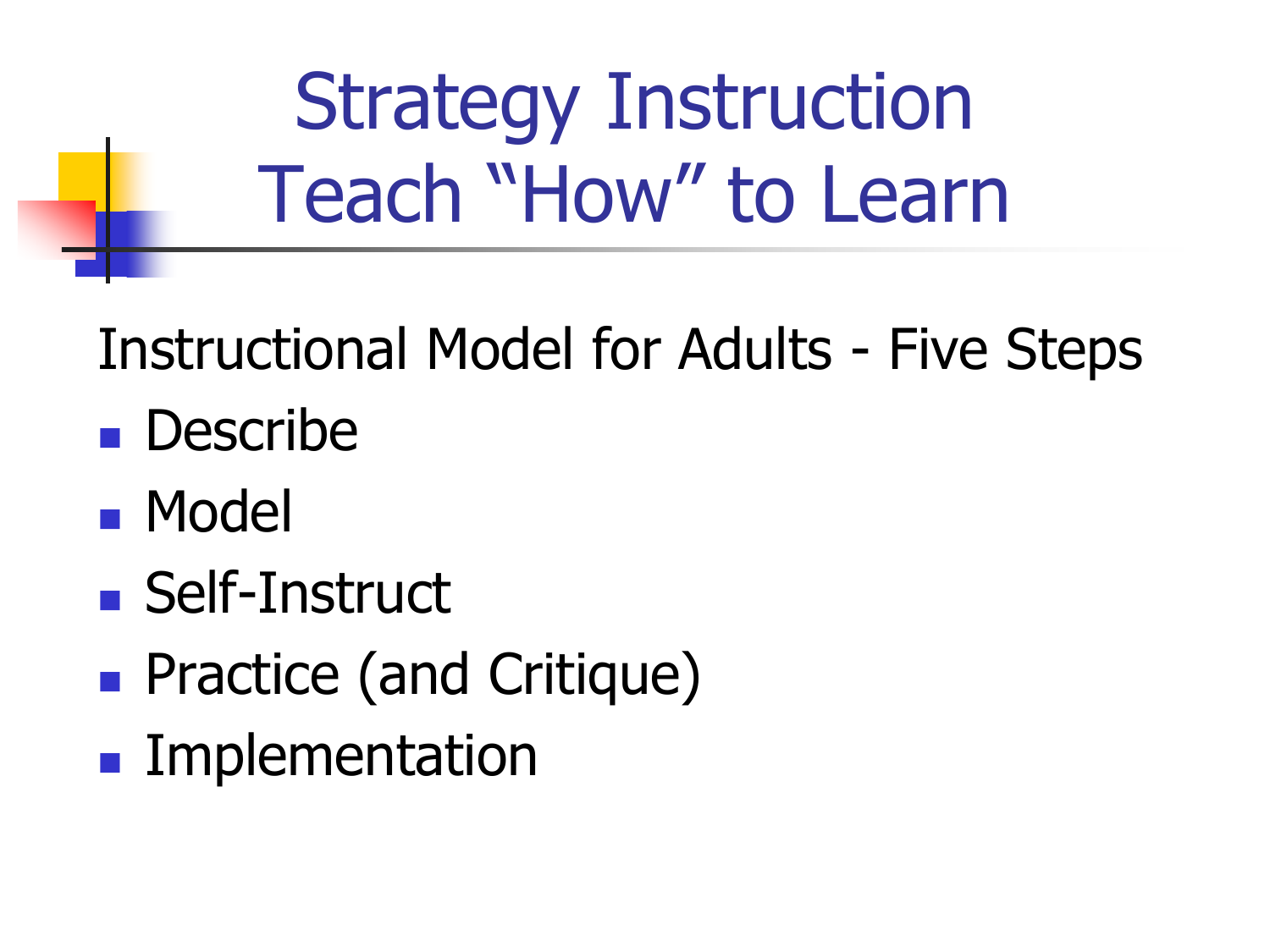# Strategy Instruction
# Teach "How" to Learn

Instructional Model for Adults - Five Steps

- Describe
- Model
- Self-Instruct
- Practice (and Critique)
- Implementation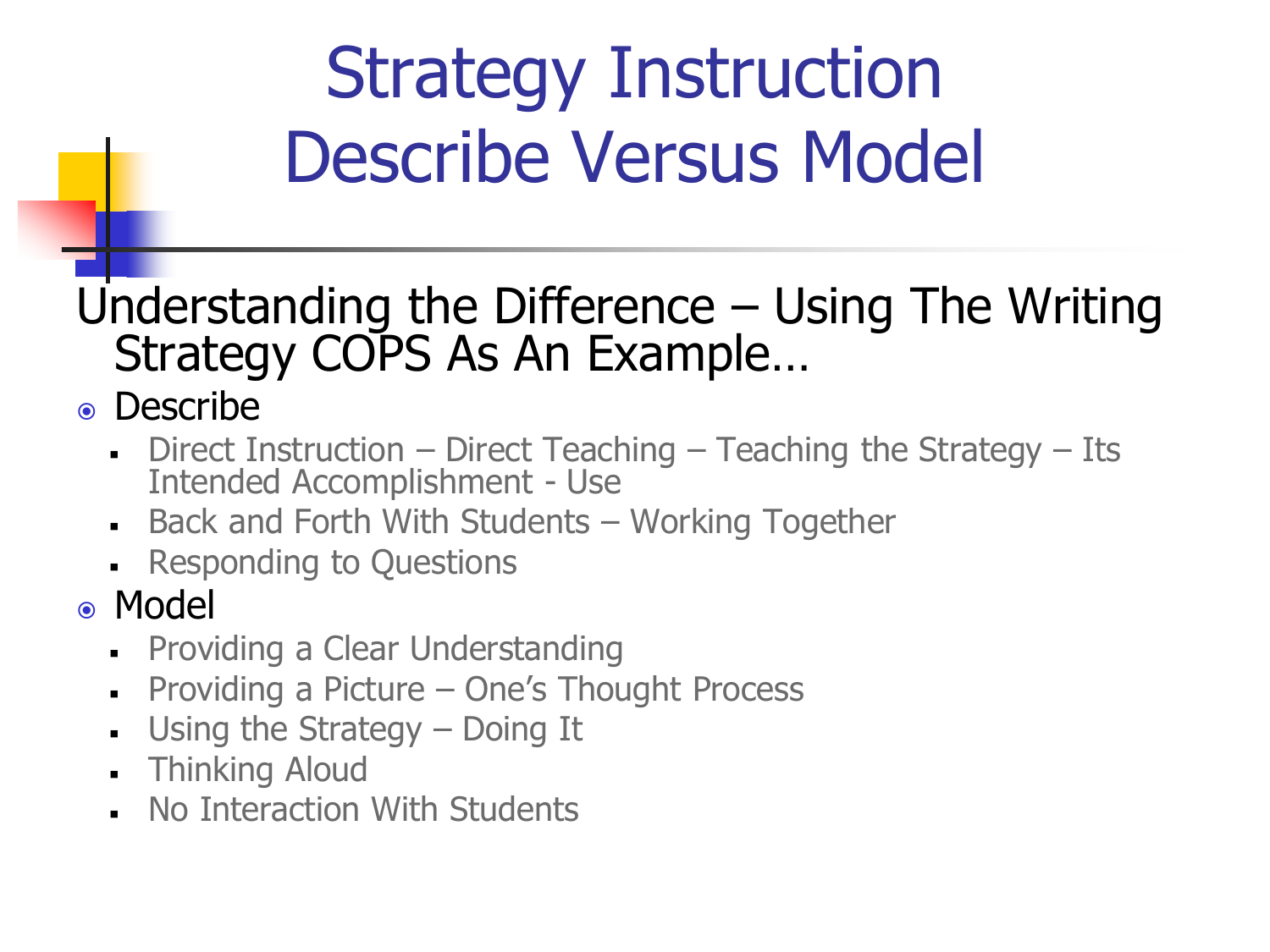# Strategy Instruction
# Describe Versus Model

Understanding the Difference – Using The Writing Strategy COPS As An Example…

- Describe
  - Direct Instruction – Direct Teaching – Teaching the Strategy – Its Intended Accomplishment - Use
  - Back and Forth With Students – Working Together
  - Responding to Questions
- Model
  - Providing a Clear Understanding
  - Providing a Picture – One's Thought Process
  - Using the Strategy – Doing It
  - Thinking Aloud
  - No Interaction With Students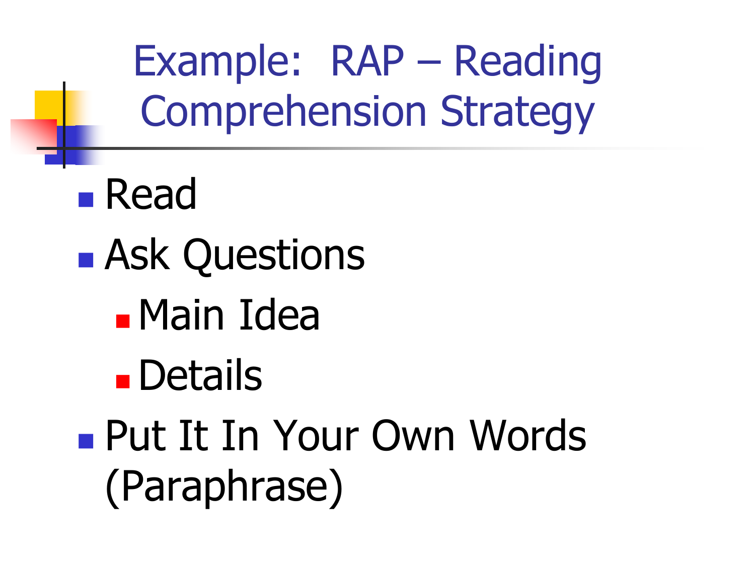# Example: RAP – Reading Comprehension Strategy

- Read
- Ask Questions
  - Main Idea
  - Details
- Put It In Your Own Words (Paraphrase)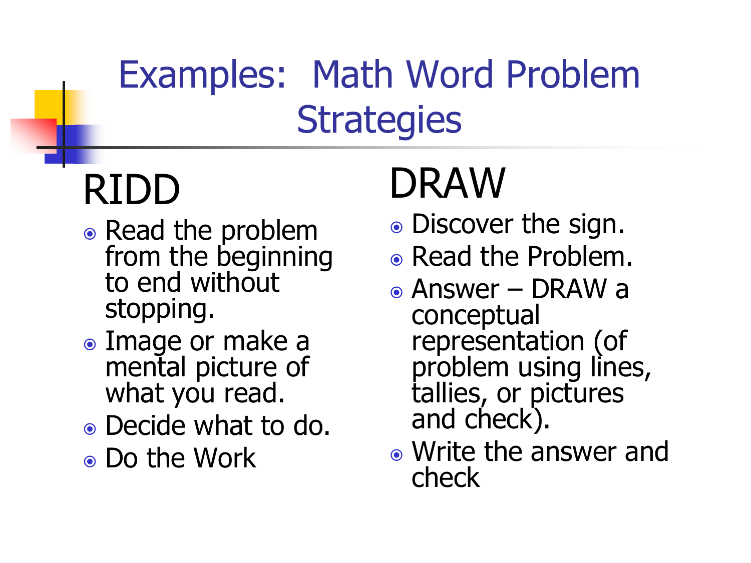# Examples: Math Word Problem Strategies

## RIDD

- Read the problem from the beginning to end without stopping.
- Image or make a mental picture of what you read.
- Decide what to do.
- Do the Work

## DRAW

- Discover the sign.
- Read the Problem.
- Answer – DRAW a conceptual representation (of problem using lines, tallies, or pictures and check).
- Write the answer and check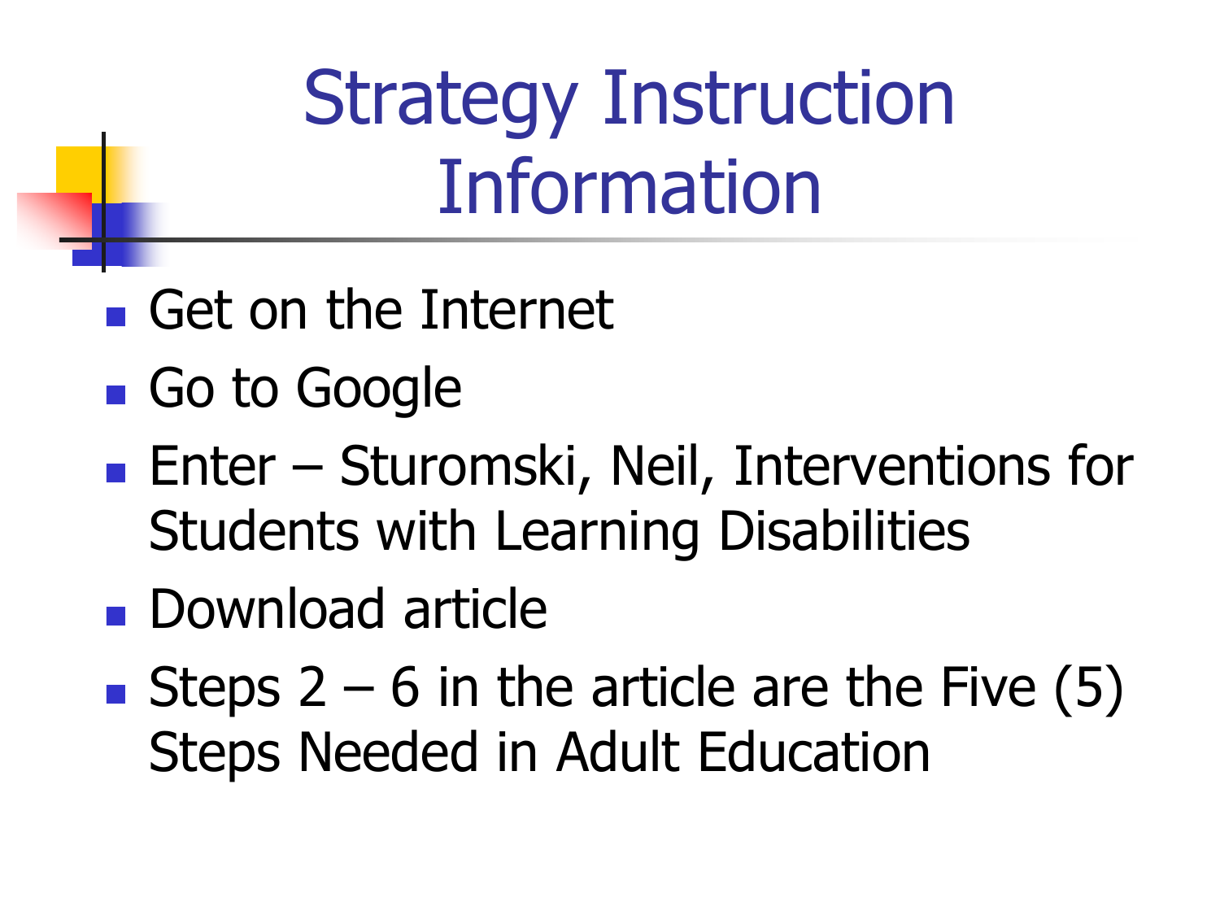# Strategy Instruction Information

- Get on the Internet
- Go to Google
- Enter – Sturomski, Neil, Interventions for Students with Learning Disabilities
- Download article
- Steps 2 – 6 in the article are the Five (5) Steps Needed in Adult Education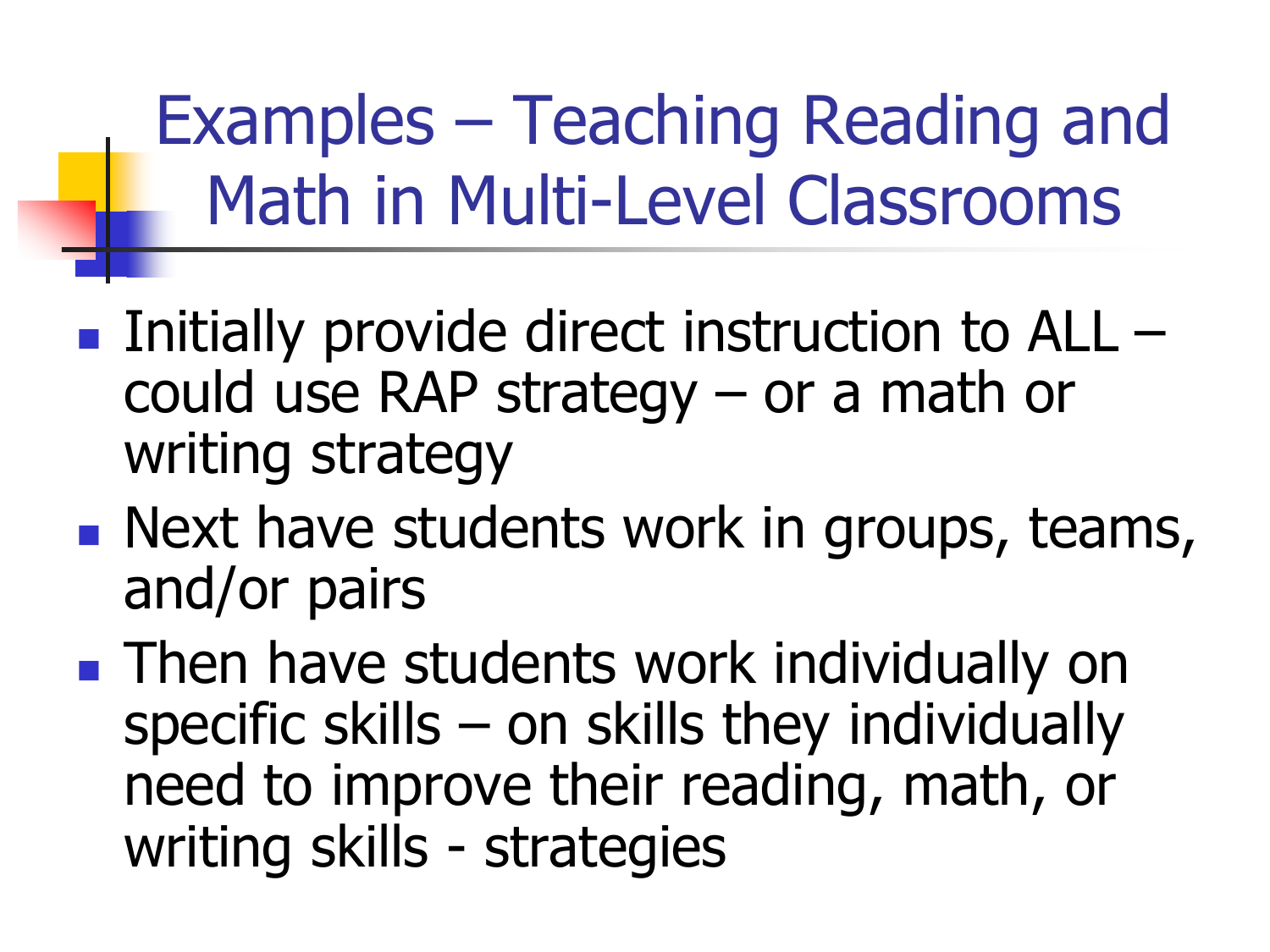# Examples – Teaching Reading and Math in Multi-Level Classrooms

- Initially provide direct instruction to ALL – could use RAP strategy – or a math or writing strategy
- Next have students work in groups, teams, and/or pairs
- Then have students work individually on specific skills – on skills they individually need to improve their reading, math, or writing skills - strategies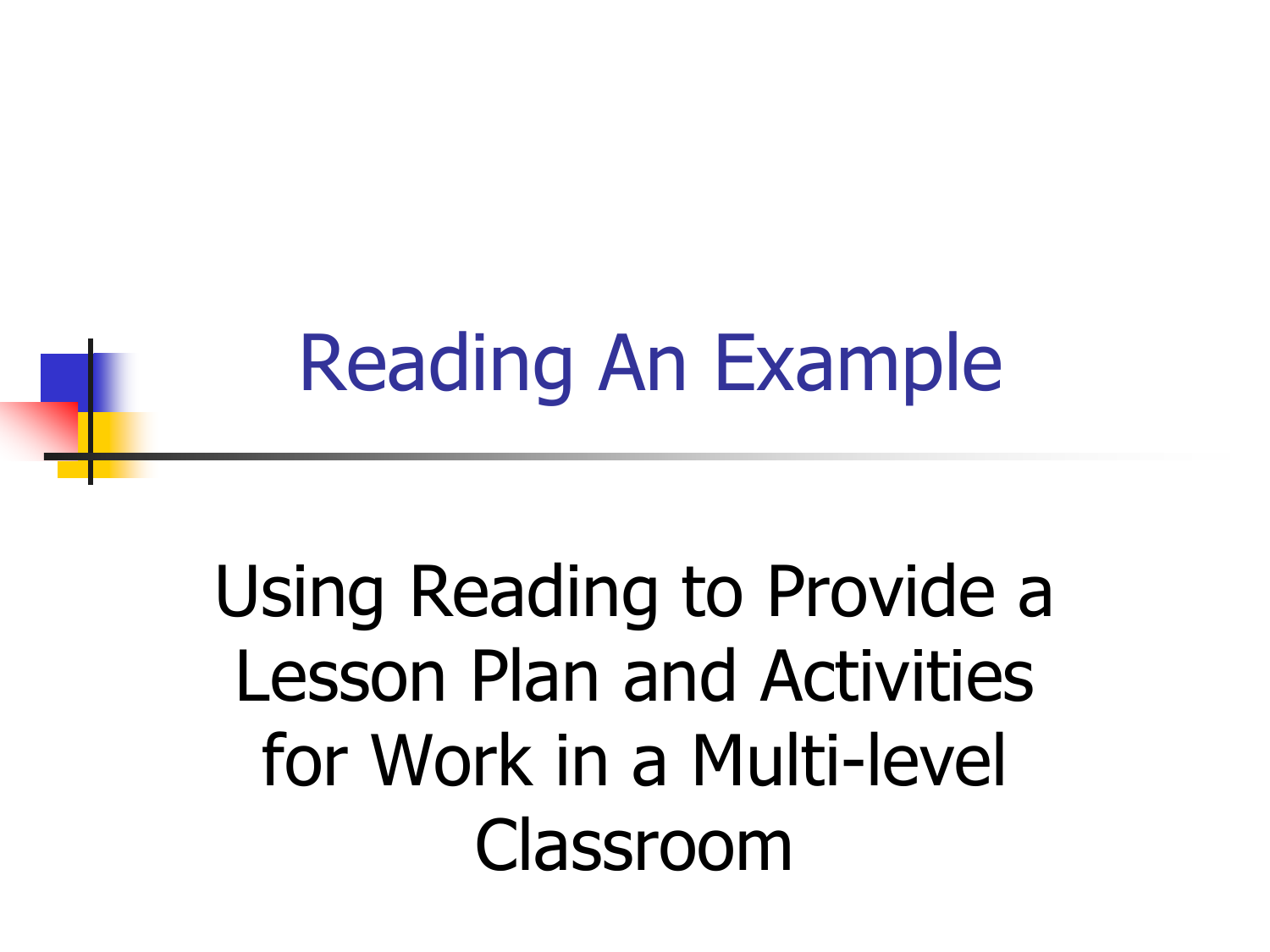# Reading An Example

Using Reading to Provide a Lesson Plan and Activities for Work in a Multi-level Classroom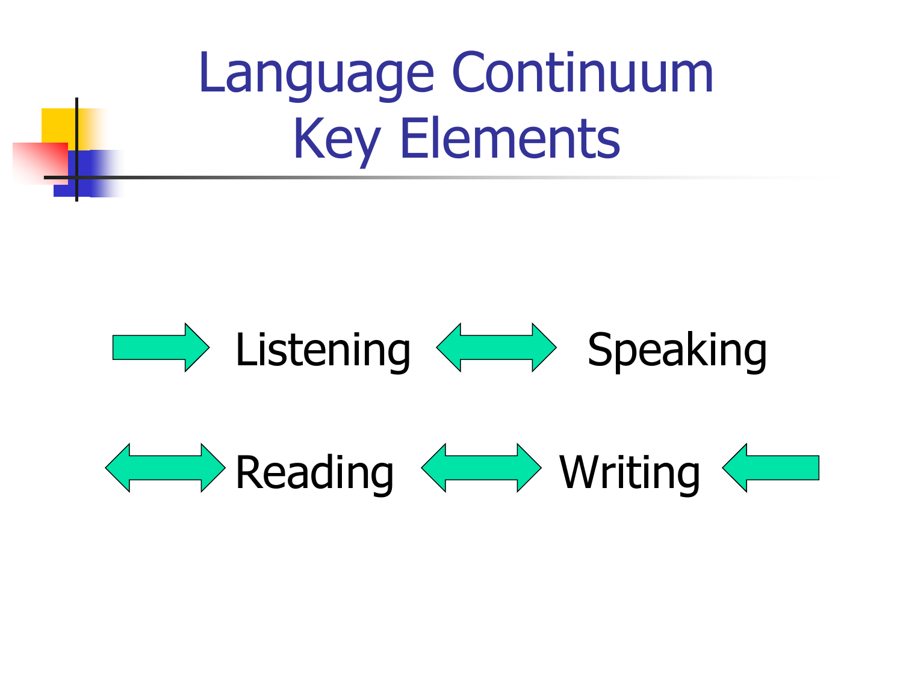# Language Continuum Key Elements

→ Listening ↔ Speaking

↔ Reading ↔ Writing ←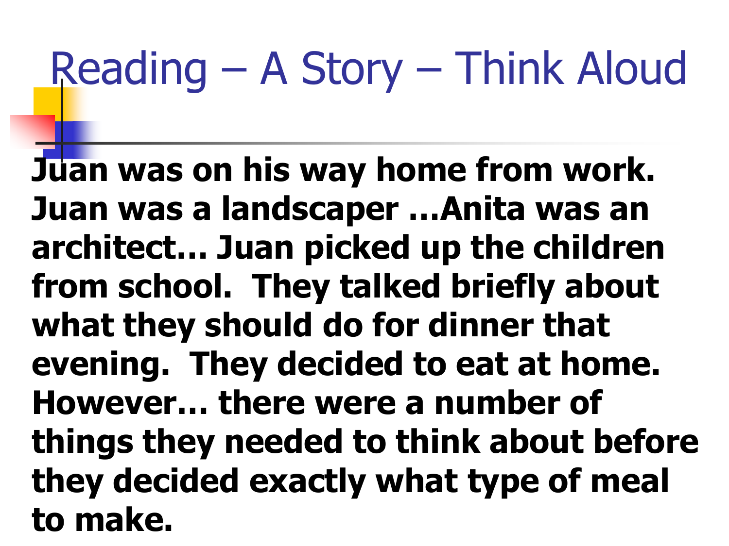# Reading – A Story – Think Aloud

**Juan was on his way home from work. Juan was a landscaper …Anita was an architect… Juan picked up the children from school. They talked briefly about what they should do for dinner that evening. They decided to eat at home. However… there were a number of things they needed to think about before they decided exactly what type of meal to make.**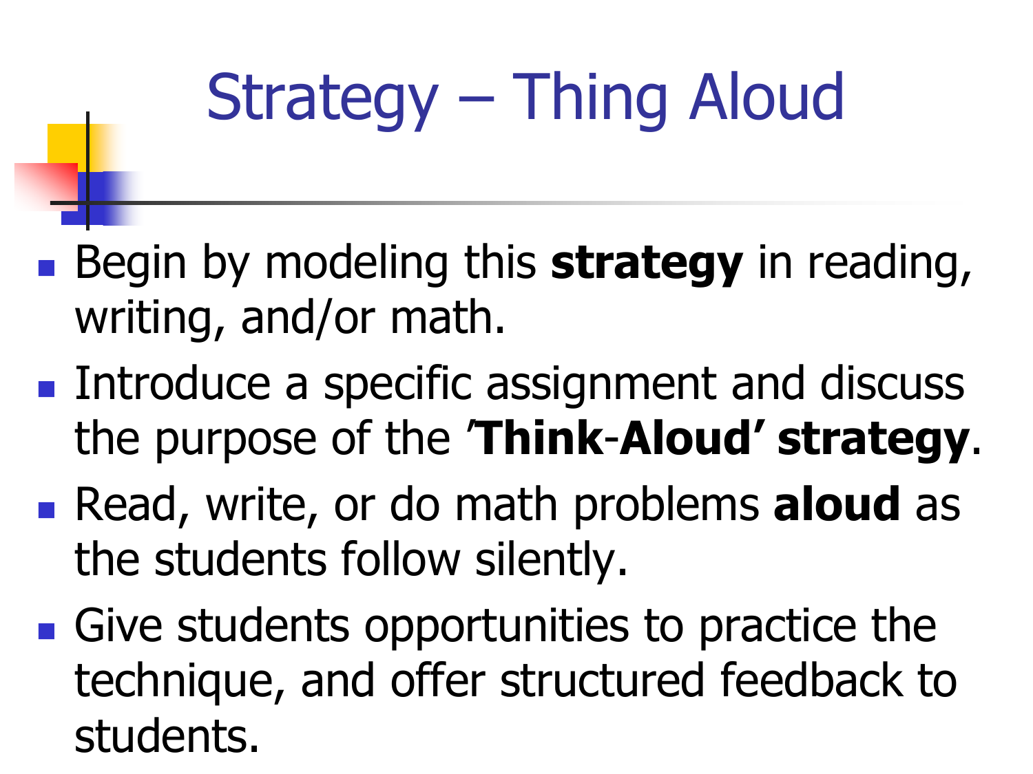# Strategy – Thing Aloud

- Begin by modeling this **strategy** in reading, writing, and/or math.
- Introduce a specific assignment and discuss the purpose of the **'Think-Aloud' strategy**.
- Read, write, or do math problems **aloud** as the students follow silently.
- Give students opportunities to practice the technique, and offer structured feedback to students.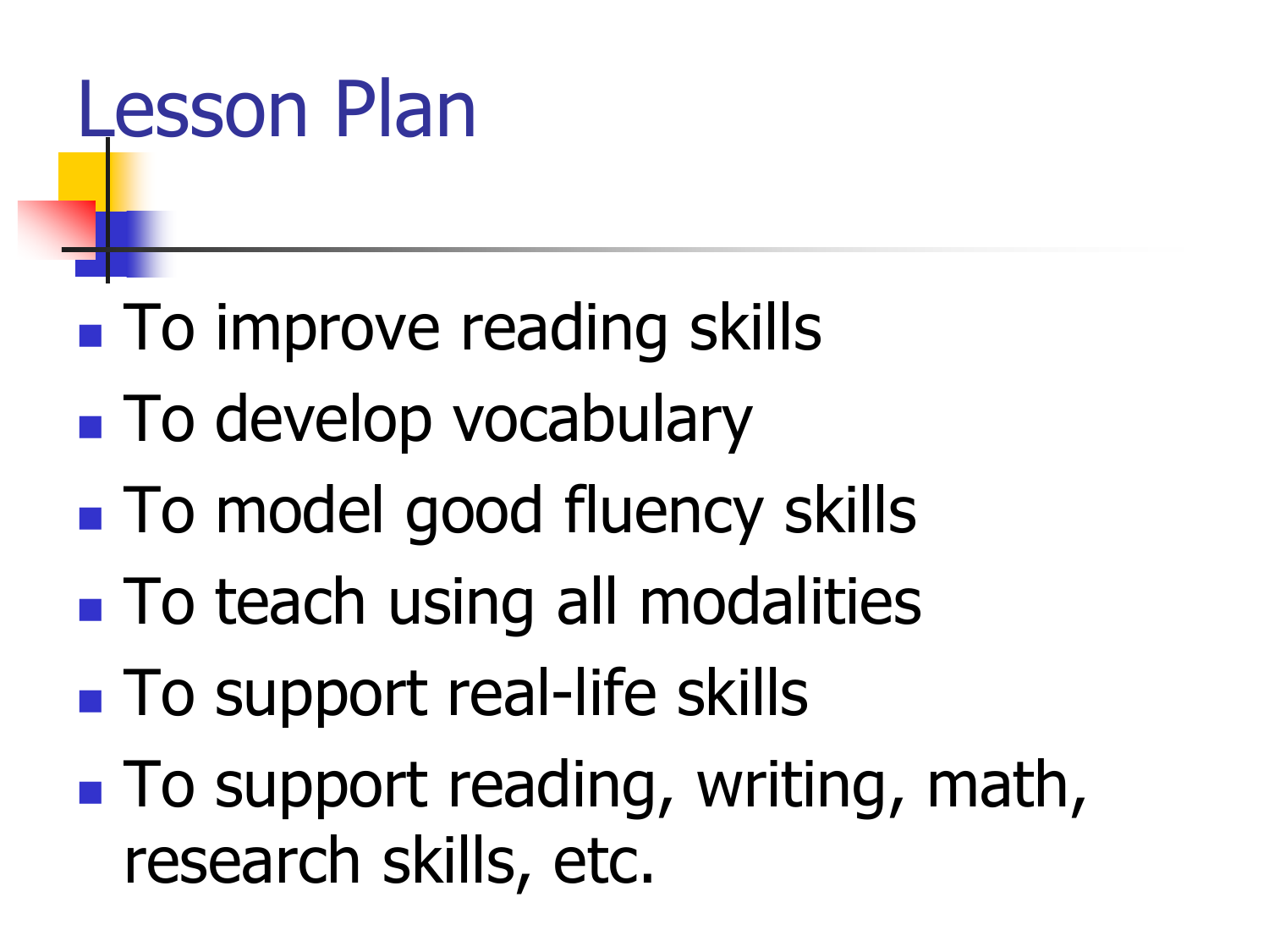# Lesson Plan

- To improve reading skills
- To develop vocabulary
- To model good fluency skills
- To teach using all modalities
- To support real-life skills
- To support reading, writing, math, research skills, etc.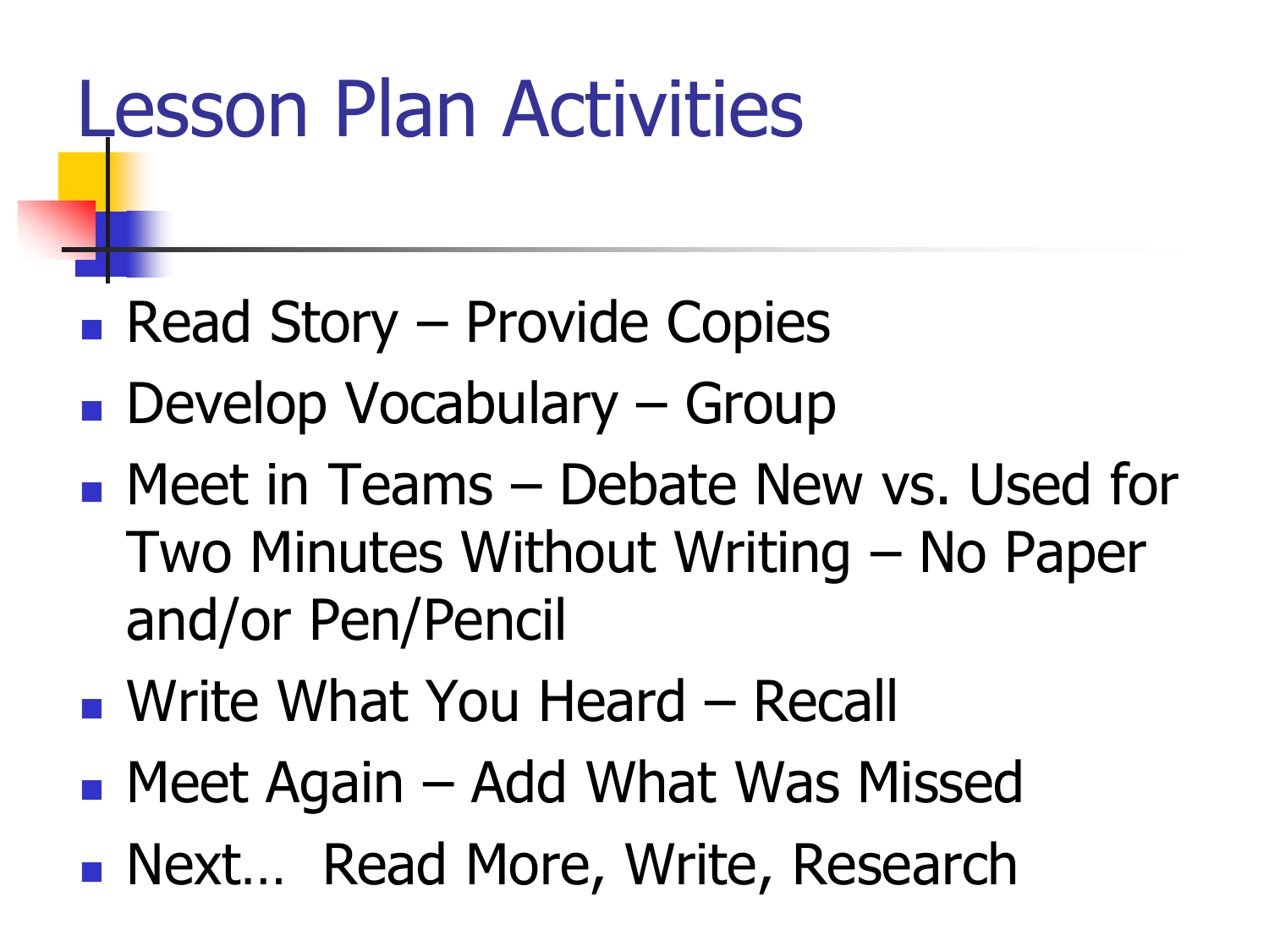# Lesson Plan Activities

- Read Story – Provide Copies
- Develop Vocabulary – Group
- Meet in Teams – Debate New vs. Used for Two Minutes Without Writing – No Paper and/or Pen/Pencil
- Write What You Heard – Recall
- Meet Again – Add What Was Missed
- Next… Read More, Write, Research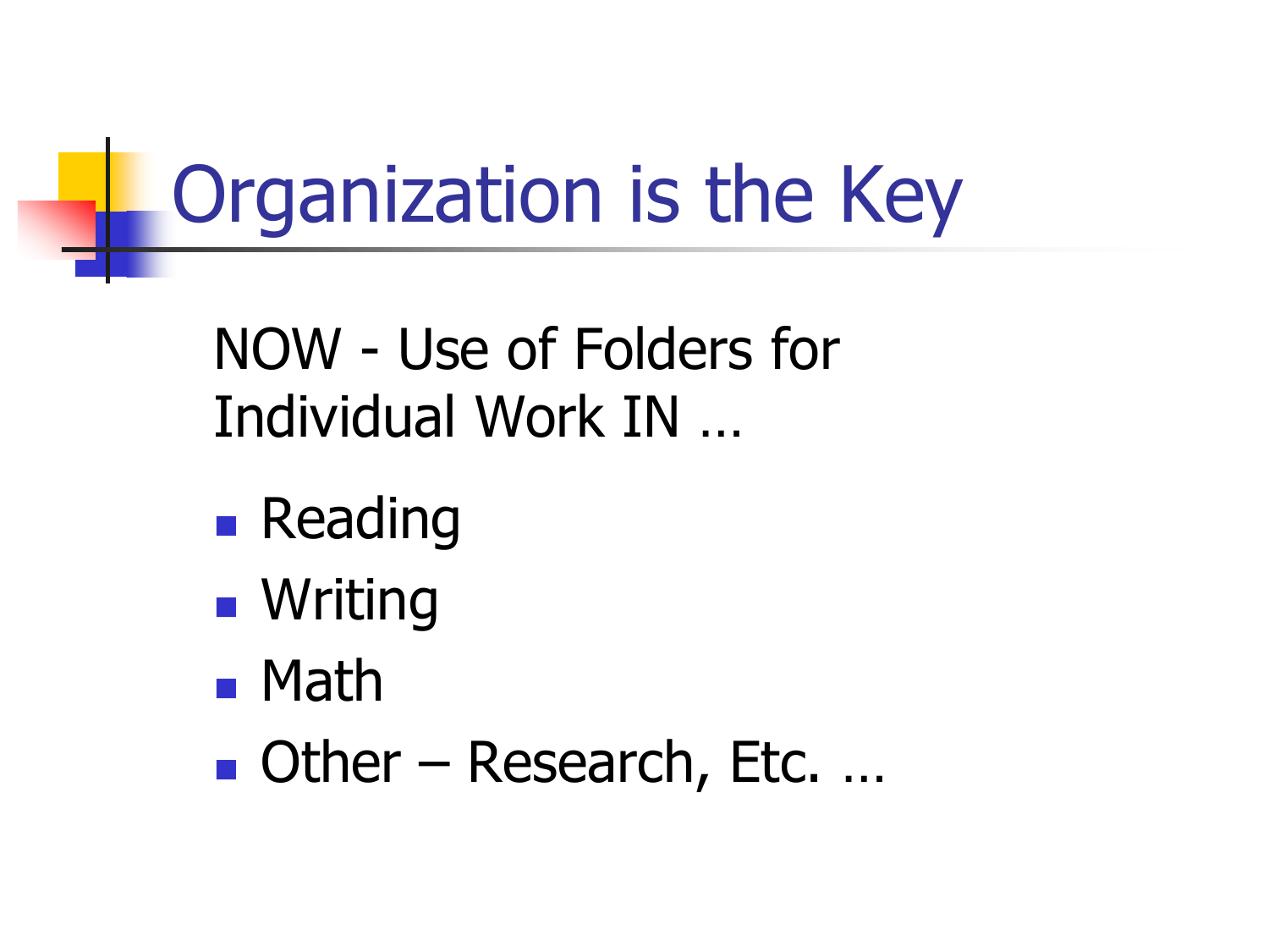# Organization is the Key

NOW - Use of Folders for Individual Work IN …

- Reading
- Writing
- Math
- Other – Research, Etc. …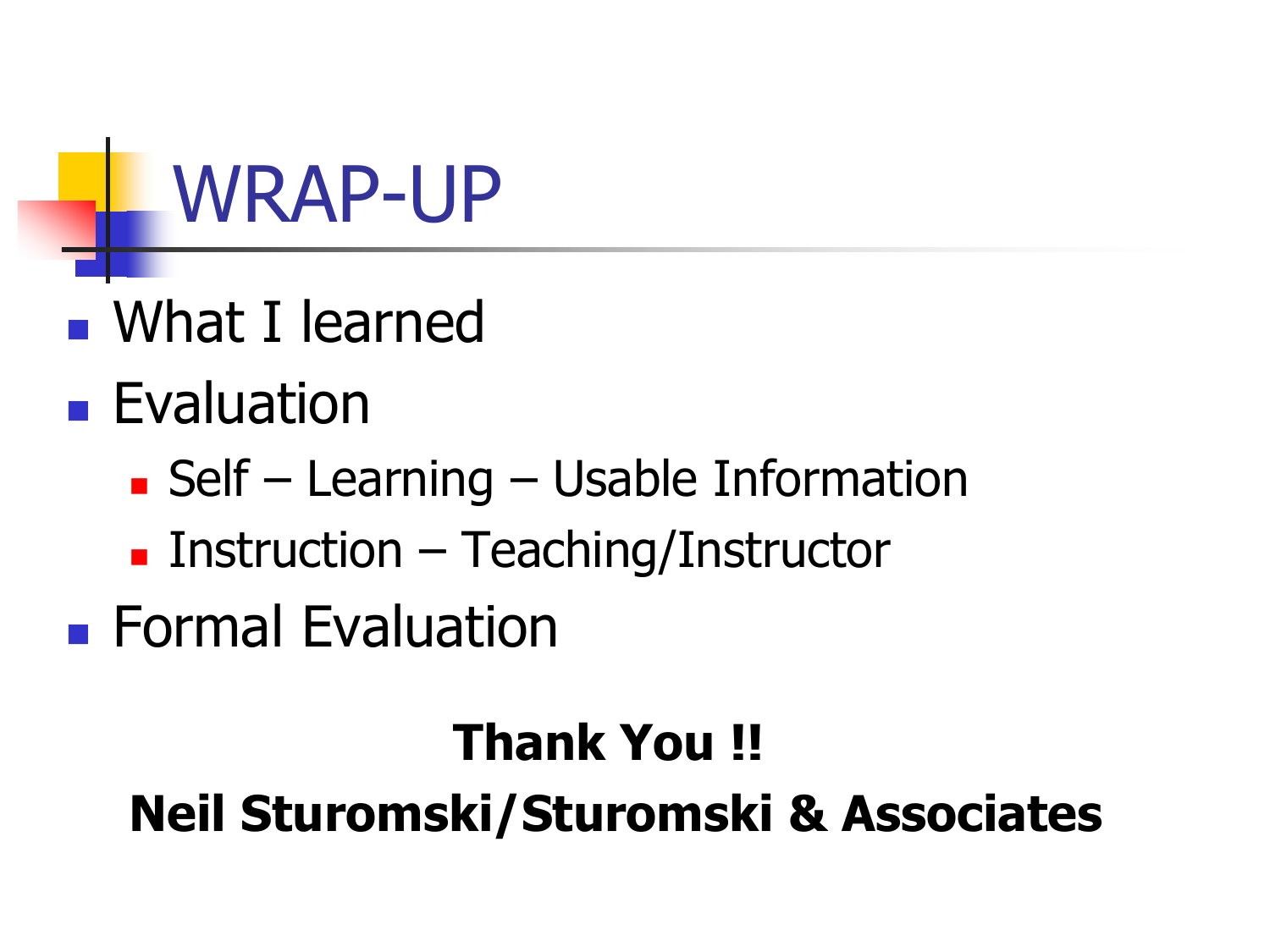# WRAP-UP

- What I learned
- Evaluation
  - Self – Learning – Usable Information
  - Instruction – Teaching/Instructor
- Formal Evaluation

**Thank You !!**

**Neil Sturomski/Sturomski & Associates**